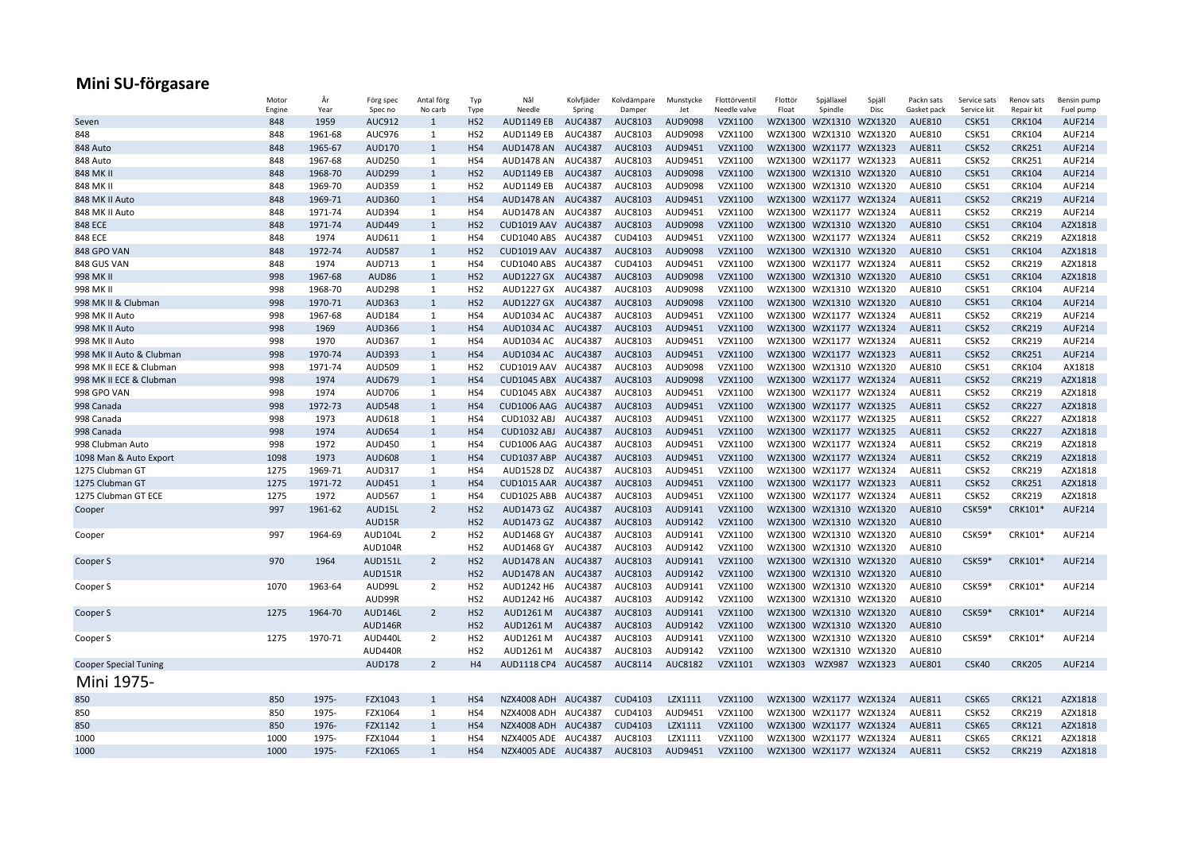# Mini SU-förgasare

| | Motor Engine | År Year | Förg spec Spec no | Antal förg No carb | Typ Type | Nål Needle | Kolvfjäder Spring | Kolvdämpare Damper | Munstycke Jet | Flottörventil Needle valve | Flottör Float | Spjällaxel Spindle | Spjäll Disc | Packn sats Gasket pack | Service sats Service kit | Renov sats Repair kit | Bensin pump Fuel pump |
|---|---|---|---|---|---|---|---|---|---|---|---|---|---|---|---|---|---|
| Seven | 848 | 1959 | AUC912 | 1 | HS2 | AUD1149 EB | AUC4387 | AUC8103 | AUD9098 | VZX1100 | WZX1300 | WZX1310 | WZX1320 | AUE810 | CSK51 | CRK104 | AUF214 |
| 848 | 848 | 1961-68 | AUC976 | 1 | HS2 | AUD1149 EB | AUC4387 | AUC8103 | AUD9098 | VZX1100 | WZX1300 | WZX1310 | WZX1320 | AUE810 | CSK51 | CRK104 | AUF214 |
| 848 Auto | 848 | 1965-67 | AUD170 | 1 | HS4 | AUD1478 AN | AUC4387 | AUC8103 | AUD9451 | VZX1100 | WZX1300 | WZX1177 | WZX1323 | AUE811 | CSK52 | CRK251 | AUF214 |
| 848 Auto | 848 | 1967-68 | AUD250 | 1 | HS4 | AUD1478 AN | AUC4387 | AUC8103 | AUD9451 | VZX1100 | WZX1300 | WZX1177 | WZX1323 | AUE811 | CSK52 | CRK251 | AUF214 |
| 848 MK II | 848 | 1968-70 | AUD299 | 1 | HS2 | AUD1149 EB | AUC4387 | AUC8103 | AUD9098 | VZX1100 | WZX1300 | WZX1310 | WZX1320 | AUE810 | CSK51 | CRK104 | AUF214 |
| 848 MK II | 848 | 1969-70 | AUD359 | 1 | HS2 | AUD1149 EB | AUC4387 | AUC8103 | AUD9098 | VZX1100 | WZX1300 | WZX1310 | WZX1320 | AUE810 | CSK51 | CRK104 | AUF214 |
| 848 MK II Auto | 848 | 1969-71 | AUD360 | 1 | HS4 | AUD1478 AN | AUC4387 | AUC8103 | AUD9451 | VZX1100 | WZX1300 | WZX1177 | WZX1324 | AUE811 | CSK52 | CRK219 | AUF214 |
| 848 MK II Auto | 848 | 1971-74 | AUD394 | 1 | HS4 | AUD1478 AN | AUC4387 | AUC8103 | AUD9451 | VZX1100 | WZX1300 | WZX1177 | WZX1324 | AUE811 | CSK52 | CRK219 | AUF214 |
| 848 ECE | 848 | 1971-74 | AUD449 | 1 | HS2 | CUD1019 AAV | AUC4387 | AUC8103 | AUD9098 | VZX1100 | WZX1300 | WZX1310 | WZX1320 | AUE810 | CSK51 | CRK104 | AZX1818 |
| 848 ECE | 848 | 1974 | AUD611 | 1 | HS4 | CUD1040 ABS | AUC4387 | CUD4103 | AUD9451 | VZX1100 | WZX1300 | WZX1177 | WZX1324 | AUE811 | CSK52 | CRK219 | AZX1818 |
| 848 GPO VAN | 848 | 1972-74 | AUD587 | 1 | HS2 | CUD1019 AAV | AUC4387 | AUC8103 | AUD9098 | VZX1100 | WZX1300 | WZX1310 | WZX1320 | AUE810 | CSK51 | CRK104 | AZX1818 |
| 848 GUS VAN | 848 | 1974 | AUD713 | 1 | HS4 | CUD1040 ABS | AUC4387 | CUD4103 | AUD9451 | VZX1100 | WZX1300 | WZX1177 | WZX1324 | AUE811 | CSK52 | CRK219 | AZX1818 |
| 998 MK II | 998 | 1967-68 | AUD86 | 1 | HS2 | AUD1227 GX | AUC4387 | AUC8103 | AUD9098 | VZX1100 | WZX1300 | WZX1310 | WZX1320 | AUE810 | CSK51 | CRK104 | AZX1818 |
| 998 MK II | 998 | 1968-70 | AUD298 | 1 | HS2 | AUD1227 GX | AUC4387 | AUC8103 | AUD9098 | VZX1100 | WZX1300 | WZX1310 | WZX1320 | AUE810 | CSK51 | CRK104 | AUF214 |
| 998 MK II & Clubman | 998 | 1970-71 | AUD363 | 1 | HS2 | AUD1227 GX | AUC4387 | AUC8103 | AUD9098 | VZX1100 | WZX1300 | WZX1310 | WZX1320 | AUE810 | CSK51 | CRK104 | AUF214 |
| 998 MK II Auto | 998 | 1967-68 | AUD184 | 1 | HS4 | AUD1034 AC | AUC4387 | AUC8103 | AUD9451 | VZX1100 | WZX1300 | WZX1177 | WZX1324 | AUE811 | CSK52 | CRK219 | AUF214 |
| 998 MK II Auto | 998 | 1969 | AUD366 | 1 | HS4 | AUD1034 AC | AUC4387 | AUC8103 | AUD9451 | VZX1100 | WZX1300 | WZX1177 | WZX1324 | AUE811 | CSK52 | CRK219 | AUF214 |
| 998 MK II Auto | 998 | 1970 | AUD367 | 1 | HS4 | AUD1034 AC | AUC4387 | AUC8103 | AUD9451 | VZX1100 | WZX1300 | WZX1177 | WZX1324 | AUE811 | CSK52 | CRK219 | AUF214 |
| 998 MK II Auto & Clubman | 998 | 1970-74 | AUD393 | 1 | HS4 | AUD1034 AC | AUC4387 | AUC8103 | AUD9451 | VZX1100 | WZX1300 | WZX1177 | WZX1323 | AUE811 | CSK52 | CRK251 | AUF214 |
| 998 MK II ECE & Clubman | 998 | 1971-74 | AUD509 | 1 | HS2 | CUD1019 AAV | AUC4387 | AUC8103 | AUD9098 | VZX1100 | WZX1300 | WZX1310 | WZX1320 | AUE810 | CSK51 | CRK104 | AX1818 |
| 998 MK II ECE & Clubman | 998 | 1974 | AUD679 | 1 | HS4 | CUD1045 ABX | AUC4387 | AUC8103 | AUD9098 | VZX1100 | WZX1300 | WZX1177 | WZX1324 | AUE811 | CSK52 | CRK219 | AZX1818 |
| 998 GPO VAN | 998 | 1974 | AUD706 | 1 | HS4 | CUD1045 ABX | AUC4387 | AUC8103 | AUD9451 | VZX1100 | WZX1300 | WZX1177 | WZX1324 | AUE811 | CSK52 | CRK219 | AZX1818 |
| 998 Canada | 998 | 1972-73 | AUD548 | 1 | HS4 | CUD1006 AAG | AUC4387 | AUC8103 | AUD9451 | VZX1100 | WZX1300 | WZX1177 | WZX1325 | AUE811 | CSK52 | CRK227 | AZX1818 |
| 998 Canada | 998 | 1973 | AUD618 | 1 | HS4 | CUD1032 ABJ | AUC4387 | AUC8103 | AUD9451 | VZX1100 | WZX1300 | WZX1177 | WZX1325 | AUE811 | CSK52 | CRK227 | AZX1818 |
| 998 Canada | 998 | 1974 | AUD654 | 1 | HS4 | CUD1032 ABJ | AUC4387 | AUC8103 | AUD9451 | VZX1100 | WZX1300 | WZX1177 | WZX1325 | AUE811 | CSK52 | CRK227 | AZX1818 |
| 998 Clubman Auto | 998 | 1972 | AUD450 | 1 | HS4 | CUD1006 AAG | AUC4387 | AUC8103 | AUD9451 | VZX1100 | WZX1300 | WZX1177 | WZX1324 | AUE811 | CSK52 | CRK219 | AZX1818 |
| 1098 Man & Auto Export | 1098 | 1973 | AUD608 | 1 | HS4 | CUD1037 ABP | AUC4387 | AUC8103 | AUD9451 | VZX1100 | WZX1300 | WZX1177 | WZX1324 | AUE811 | CSK52 | CRK219 | AZX1818 |
| 1275 Clubman GT | 1275 | 1969-71 | AUD317 | 1 | HS4 | AUD1528 DZ | AUC4387 | AUC8103 | AUD9451 | VZX1100 | WZX1300 | WZX1177 | WZX1324 | AUE811 | CSK52 | CRK219 | AZX1818 |
| 1275 Clubman GT | 1275 | 1971-72 | AUD451 | 1 | HS4 | CUD1015 AAR | AUC4387 | AUC8103 | AUD9451 | VZX1100 | WZX1300 | WZX1177 | WZX1323 | AUE811 | CSK52 | CRK251 | AZX1818 |
| 1275 Clubman GT ECE | 1275 | 1972 | AUD567 | 1 | HS4 | CUD1025 ABB | AUC4387 | AUC8103 | AUD9451 | VZX1100 | WZX1300 | WZX1177 | WZX1324 | AUE811 | CSK52 | CRK219 | AZX1818 |
| Cooper | 997 | 1961-62 | AUD15L | 2 | HS2 | AUD1473 GZ | AUC4387 | AUC8103 | AUD9141 | VZX1100 | WZX1300 | WZX1310 | WZX1320 | AUE810 | CSK59* | CRK101* | AUF214 |
| | | | AUD15R | | HS2 | AUD1473 GZ | AUC4387 | AUC8103 | AUD9142 | VZX1100 | WZX1300 | WZX1310 | WZX1320 | AUE810 | | | |
| Cooper | 997 | 1964-69 | AUD104L | 2 | HS2 | AUD1468 GY | AUC4387 | AUC8103 | AUD9141 | VZX1100 | WZX1300 | WZX1310 | WZX1320 | AUE810 | CSK59* | CRK101* | AUF214 |
| | | | AUD104R | | HS2 | AUD1468 GY | AUC4387 | AUC8103 | AUD9142 | VZX1100 | WZX1300 | WZX1310 | WZX1320 | AUE810 | | | |
| Cooper S | 970 | 1964 | AUD151L | 2 | HS2 | AUD1478 AN | AUC4387 | AUC8103 | AUD9141 | VZX1100 | WZX1300 | WZX1310 | WZX1320 | AUE810 | CSK59* | CRK101* | AUF214 |
| | | | AUD151R | | HS2 | AUD1478 AN | AUC4387 | AUC8103 | AUD9142 | VZX1100 | WZX1300 | WZX1310 | WZX1320 | AUE810 | | | |
| Cooper S | 1070 | 1963-64 | AUD99L | 2 | HS2 | AUD1242 H6 | AUC4387 | AUC8103 | AUD9141 | VZX1100 | WZX1300 | WZX1310 | WZX1320 | AUE810 | CSK59* | CRK101* | AUF214 |
| | | | AUD99R | | HS2 | AUD1242 H6 | AUC4387 | AUC8103 | AUD9142 | VZX1100 | WZX1300 | WZX1310 | WZX1320 | AUE810 | | | |
| Cooper S | 1275 | 1964-70 | AUD146L | 2 | HS2 | AUD1261 M | AUC4387 | AUC8103 | AUD9141 | VZX1100 | WZX1300 | WZX1310 | WZX1320 | AUE810 | CSK59* | CRK101* | AUF214 |
| | | | AUD146R | | HS2 | AUD1261 M | AUC4387 | AUC8103 | AUD9142 | VZX1100 | WZX1300 | WZX1310 | WZX1320 | AUE810 | | | |
| Cooper S | 1275 | 1970-71 | AUD440L | 2 | HS2 | AUD1261 M | AUC4387 | AUC8103 | AUD9141 | VZX1100 | WZX1300 | WZX1310 | WZX1320 | AUE810 | CSK59* | CRK101* | AUF214 |
| | | | AUD440R | | HS2 | AUD1261 M | AUC4387 | AUC8103 | AUD9142 | VZX1100 | WZX1300 | WZX1310 | WZX1320 | AUE810 | | | |
| Cooper Special Tuning | | | AUD178 | 2 | H4 | AUD1118 CP4 | AUC4587 | AUC8114 | AUC8182 | VZX1101 | WZX1303 | WZX987 | WZX1323 | AUE801 | CSK40 | CRK205 | AUF214 |

## Mini 1975-

| | Motor Engine | År Year | Förg spec Spec no | Antal förg No carb | Typ Type | Nål Needle | Kolvfjäder Spring | Kolvdämpare Damper | Munstycke Jet | Flottörventil Needle valve | Flottör Float | Spjällaxel Spindle | Spjäll Disc | Packn sats Gasket pack | Service sats Service kit | Renov sats Repair kit | Bensin pump Fuel pump |
|---|---|---|---|---|---|---|---|---|---|---|---|---|---|---|---|---|---|
| 850 | 850 | 1975- | FZX1043 | 1 | HS4 | NZX4008 ADH | AUC4387 | CUD4103 | LZX1111 | VZX1100 | WZX1300 | WZX1177 | WZX1324 | AUE811 | CSK65 | CRK121 | AZX1818 |
| 850 | 850 | 1975- | FZX1064 | 1 | HS4 | NZX4008 ADH | AUC4387 | CUD4103 | AUD9451 | VZX1100 | WZX1300 | WZX1177 | WZX1324 | AUE811 | CSK52 | CRK219 | AZX1818 |
| 850 | 850 | 1976- | FZX1142 | 1 | HS4 | NZX4008 ADH | AUC4387 | CUD4103 | LZX1111 | VZX1100 | WZX1300 | WZX1177 | WZX1324 | AUE811 | CSK65 | CRK121 | AZX1818 |
| 1000 | 1000 | 1975- | FZX1044 | 1 | HS4 | NZX4005 ADE | AUC4387 | AUC8103 | LZX1111 | VZX1100 | WZX1300 | WZX1177 | WZX1324 | AUE811 | CSK65 | CRK121 | AZX1818 |
| 1000 | 1000 | 1975- | FZX1065 | 1 | HS4 | NZX4005 ADE | AUC4387 | AUC8103 | AUD9451 | VZX1100 | WZX1300 | WZX1177 | WZX1324 | AUE811 | CSK52 | CRK219 | AZX1818 |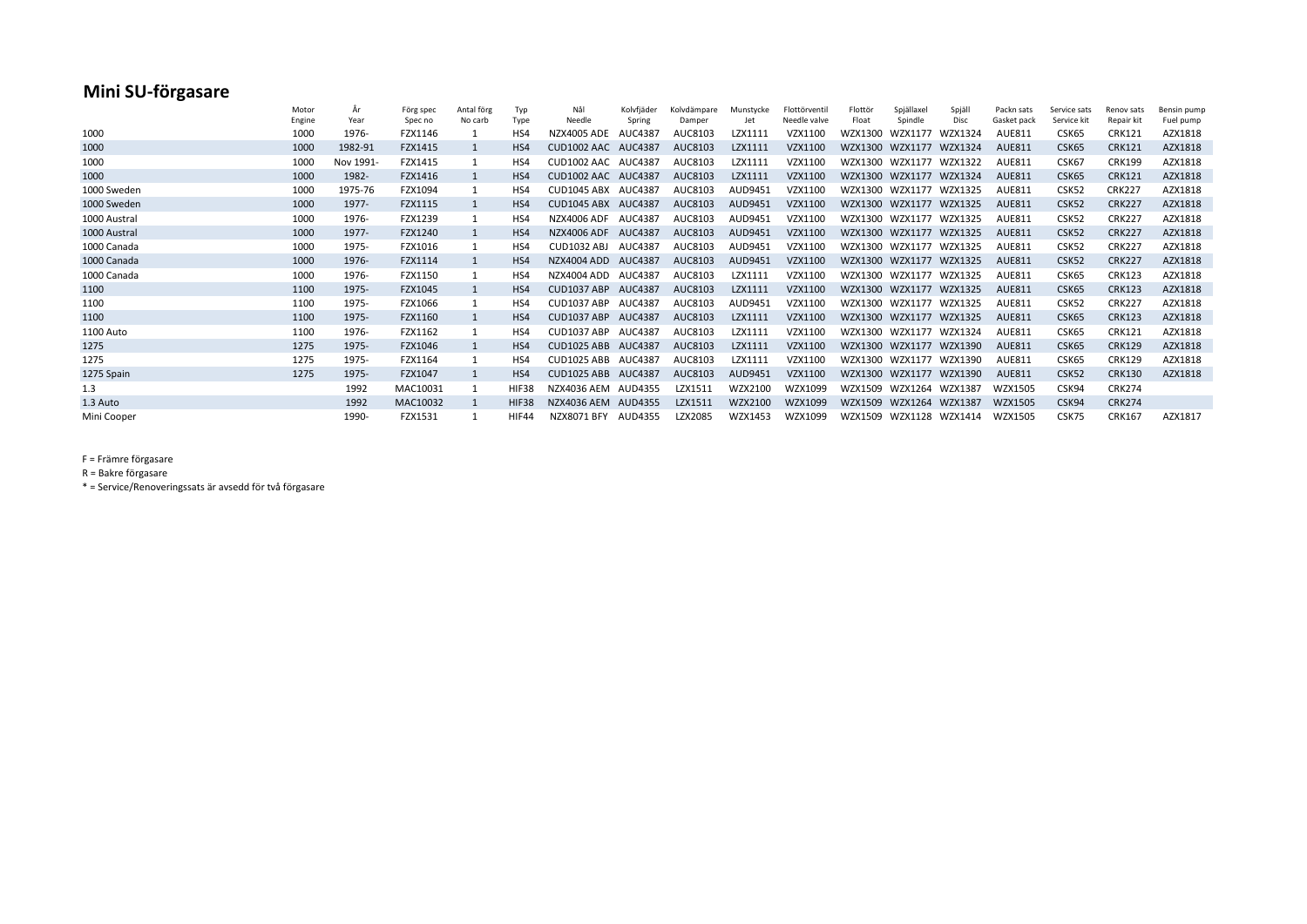# Mini SU-förgasare

| | Motor Engine | År Year | Förg spec Spec no | Antal förg No carb | Typ Type | Nål Needle | Kolvfjäder Spring | Kolvdämpare Damper | Munstycke Jet | Flottörventil Needle valve | Flottör Float | Spjällaxel Spindle | Spjäll Disc | Packn sats Gasket pack | Service sats Service kit | Renov sats Repair kit | Bensin pump Fuel pump |
|---|---|---|---|---|---|---|---|---|---|---|---|---|---|---|---|---|---|
| 1000 | 1000 | 1976- | FZX1146 | 1 | HS4 | NZX4005 ADE | AUC4387 | AUC8103 | LZX1111 | VZX1100 | WZX1300 | WZX1177 | WZX1324 | AUE811 | CSK65 | CRK121 | AZX1818 |
| 1000 | 1000 | 1982-91 | FZX1415 | 1 | HS4 | CUD1002 AAC | AUC4387 | AUC8103 | LZX1111 | VZX1100 | WZX1300 | WZX1177 | WZX1324 | AUE811 | CSK65 | CRK121 | AZX1818 |
| 1000 | 1000 | Nov 1991- | FZX1415 | 1 | HS4 | CUD1002 AAC | AUC4387 | AUC8103 | LZX1111 | VZX1100 | WZX1300 | WZX1177 | WZX1322 | AUE811 | CSK67 | CRK199 | AZX1818 |
| 1000 | 1000 | 1982- | FZX1416 | 1 | HS4 | CUD1002 AAC | AUC4387 | AUC8103 | LZX1111 | VZX1100 | WZX1300 | WZX1177 | WZX1324 | AUE811 | CSK65 | CRK121 | AZX1818 |
| 1000 Sweden | 1000 | 1975-76 | FZX1094 | 1 | HS4 | CUD1045 ABX | AUC4387 | AUC8103 | AUD9451 | VZX1100 | WZX1300 | WZX1177 | WZX1325 | AUE811 | CSK52 | CRK227 | AZX1818 |
| 1000 Sweden | 1000 | 1977- | FZX1115 | 1 | HS4 | CUD1045 ABX | AUC4387 | AUC8103 | AUD9451 | VZX1100 | WZX1300 | WZX1177 | WZX1325 | AUE811 | CSK52 | CRK227 | AZX1818 |
| 1000 Austral | 1000 | 1976- | FZX1239 | 1 | HS4 | NZX4006 ADF | AUC4387 | AUC8103 | AUD9451 | VZX1100 | WZX1300 | WZX1177 | WZX1325 | AUE811 | CSK52 | CRK227 | AZX1818 |
| 1000 Austral | 1000 | 1977- | FZX1240 | 1 | HS4 | NZX4006 ADF | AUC4387 | AUC8103 | AUD9451 | VZX1100 | WZX1300 | WZX1177 | WZX1325 | AUE811 | CSK52 | CRK227 | AZX1818 |
| 1000 Canada | 1000 | 1975- | FZX1016 | 1 | HS4 | CUD1032 ABJ | AUC4387 | AUC8103 | AUD9451 | VZX1100 | WZX1300 | WZX1177 | WZX1325 | AUE811 | CSK52 | CRK227 | AZX1818 |
| 1000 Canada | 1000 | 1976- | FZX1114 | 1 | HS4 | NZX4004 ADD | AUC4387 | AUC8103 | AUD9451 | VZX1100 | WZX1300 | WZX1177 | WZX1325 | AUE811 | CSK52 | CRK227 | AZX1818 |
| 1000 Canada | 1000 | 1976- | FZX1150 | 1 | HS4 | NZX4004 ADD | AUC4387 | AUC8103 | LZX1111 | VZX1100 | WZX1300 | WZX1177 | WZX1325 | AUE811 | CSK65 | CRK123 | AZX1818 |
| 1100 | 1100 | 1975- | FZX1045 | 1 | HS4 | CUD1037 ABP | AUC4387 | AUC8103 | LZX1111 | VZX1100 | WZX1300 | WZX1177 | WZX1325 | AUE811 | CSK65 | CRK123 | AZX1818 |
| 1100 | 1100 | 1975- | FZX1066 | 1 | HS4 | CUD1037 ABP | AUC4387 | AUC8103 | AUD9451 | VZX1100 | WZX1300 | WZX1177 | WZX1325 | AUE811 | CSK52 | CRK227 | AZX1818 |
| 1100 | 1100 | 1975- | FZX1160 | 1 | HS4 | CUD1037 ABP | AUC4387 | AUC8103 | LZX1111 | VZX1100 | WZX1300 | WZX1177 | WZX1325 | AUE811 | CSK65 | CRK123 | AZX1818 |
| 1100 Auto | 1100 | 1976- | FZX1162 | 1 | HS4 | CUD1037 ABP | AUC4387 | AUC8103 | LZX1111 | VZX1100 | WZX1300 | WZX1177 | WZX1324 | AUE811 | CSK65 | CRK121 | AZX1818 |
| 1275 | 1275 | 1975- | FZX1046 | 1 | HS4 | CUD1025 ABB | AUC4387 | AUC8103 | LZX1111 | VZX1100 | WZX1300 | WZX1177 | WZX1390 | AUE811 | CSK65 | CRK129 | AZX1818 |
| 1275 | 1275 | 1975- | FZX1164 | 1 | HS4 | CUD1025 ABB | AUC4387 | AUC8103 | LZX1111 | VZX1100 | WZX1300 | WZX1177 | WZX1390 | AUE811 | CSK65 | CRK129 | AZX1818 |
| 1275 Spain | 1275 | 1975- | FZX1047 | 1 | HS4 | CUD1025 ABB | AUC4387 | AUC8103 | AUD9451 | VZX1100 | WZX1300 | WZX1177 | WZX1390 | AUE811 | CSK52 | CRK130 | AZX1818 |
| 1.3 | | 1992 | MAC10031 | 1 | HIF38 | NZX4036 AEM | AUD4355 | LZX1511 | WZX2100 | WZX1099 | WZX1509 | WZX1264 | WZX1387 | WZX1505 | CSK94 | CRK274 | |
| 1.3 Auto | | 1992 | MAC10032 | 1 | HIF38 | NZX4036 AEM | AUD4355 | LZX1511 | WZX2100 | WZX1099 | WZX1509 | WZX1264 | WZX1387 | WZX1505 | CSK94 | CRK274 | |
| Mini Cooper | | 1990- | FZX1531 | 1 | HIF44 | NZX8071 BFY | AUD4355 | LZX2085 | WZX1453 | WZX1099 | WZX1509 | WZX1128 | WZX1414 | WZX1505 | CSK75 | CRK167 | AZX1817 |

F = Främre förgasare

R = Bakre förgasare

* = Service/Renoveringssats är avsedd för två förgasare